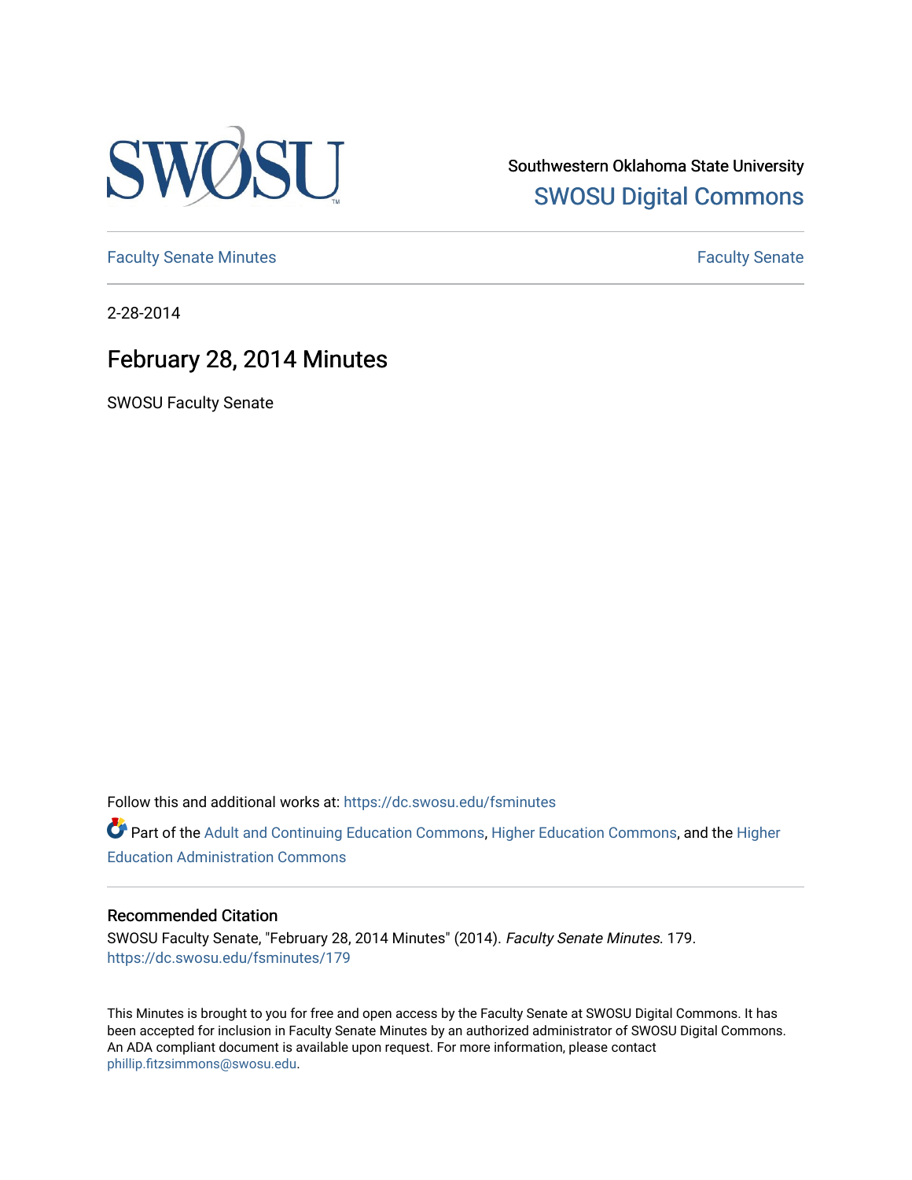Southwestern Oklahoma State University

SWOSU Digital Commons

Faculty Senate Minutes

Faculty Senate

2-28-2014

# February 28, 2014 Minutes

SWOSU Faculty Senate

Follow this and additional works at: https://dc.swosu.edu/fsminutes

Part of the Adult and Continuing Education Commons, Higher Education Commons, and the Higher Education Administration Commons

## Recommended Citation

SWOSU Faculty Senate, "February 28, 2014 Minutes" (2014). *Faculty Senate Minutes*. 179.
https://dc.swosu.edu/fsminutes/179

This Minutes is brought to you for free and open access by the Faculty Senate at SWOSU Digital Commons. It has been accepted for inclusion in Faculty Senate Minutes by an authorized administrator of SWOSU Digital Commons. An ADA compliant document is available upon request. For more information, please contact phillip.fitzsimmons@swosu.edu.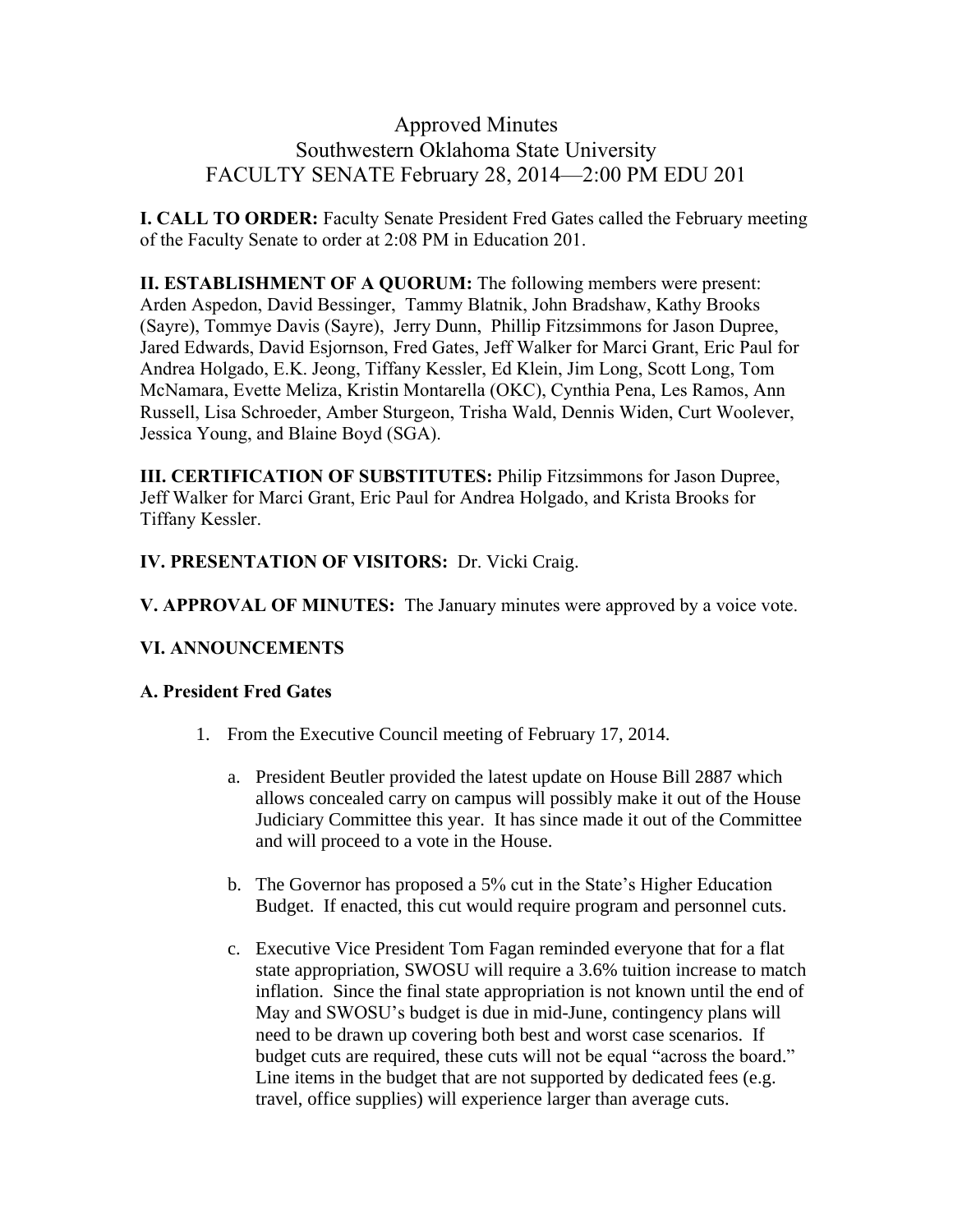# Approved Minutes
# Southwestern Oklahoma State University
# FACULTY SENATE February 28, 2014—2:00 PM EDU 201

**I. CALL TO ORDER:** Faculty Senate President Fred Gates called the February meeting of the Faculty Senate to order at 2:08 PM in Education 201.

**II. ESTABLISHMENT OF A QUORUM:** The following members were present: Arden Aspedon, David Bessinger, Tammy Blatnik, John Bradshaw, Kathy Brooks (Sayre), Tommye Davis (Sayre), Jerry Dunn, Phillip Fitzsimmons for Jason Dupree, Jared Edwards, David Esjornson, Fred Gates, Jeff Walker for Marci Grant, Eric Paul for Andrea Holgado, E.K. Jeong, Tiffany Kessler, Ed Klein, Jim Long, Scott Long, Tom McNamara, Evette Meliza, Kristin Montarella (OKC), Cynthia Pena, Les Ramos, Ann Russell, Lisa Schroeder, Amber Sturgeon, Trisha Wald, Dennis Widen, Curt Woolever, Jessica Young, and Blaine Boyd (SGA).

**III. CERTIFICATION OF SUBSTITUTES:** Philip Fitzsimmons for Jason Dupree, Jeff Walker for Marci Grant, Eric Paul for Andrea Holgado, and Krista Brooks for Tiffany Kessler.

**IV. PRESENTATION OF VISITORS:** Dr. Vicki Craig.

**V. APPROVAL OF MINUTES:** The January minutes were approved by a voice vote.

**VI. ANNOUNCEMENTS**

**A. President Fred Gates**

1. From the Executive Council meeting of February 17, 2014.

    a. President Beutler provided the latest update on House Bill 2887 which allows concealed carry on campus will possibly make it out of the House Judiciary Committee this year. It has since made it out of the Committee and will proceed to a vote in the House.

    b. The Governor has proposed a 5% cut in the State's Higher Education Budget. If enacted, this cut would require program and personnel cuts.

    c. Executive Vice President Tom Fagan reminded everyone that for a flat state appropriation, SWOSU will require a 3.6% tuition increase to match inflation. Since the final state appropriation is not known until the end of May and SWOSU's budget is due in mid-June, contingency plans will need to be drawn up covering both best and worst case scenarios. If budget cuts are required, these cuts will not be equal "across the board." Line items in the budget that are not supported by dedicated fees (e.g. travel, office supplies) will experience larger than average cuts.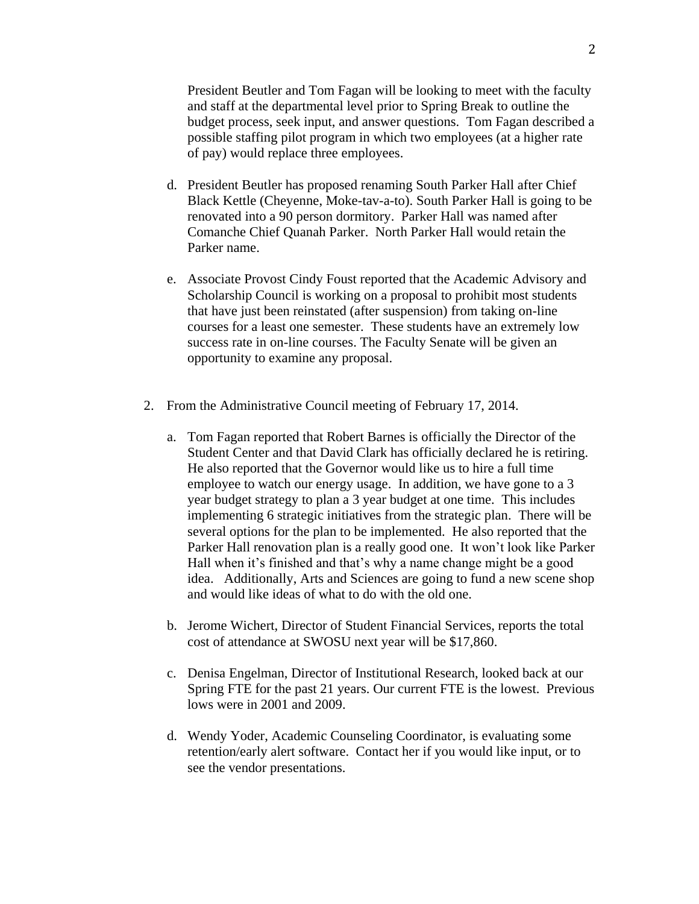President Beutler and Tom Fagan will be looking to meet with the faculty and staff at the departmental level prior to Spring Break to outline the budget process, seek input, and answer questions. Tom Fagan described a possible staffing pilot program in which two employees (at a higher rate of pay) would replace three employees.

d. President Beutler has proposed renaming South Parker Hall after Chief Black Kettle (Cheyenne, Moke-tav-a-to). South Parker Hall is going to be renovated into a 90 person dormitory. Parker Hall was named after Comanche Chief Quanah Parker. North Parker Hall would retain the Parker name.

e. Associate Provost Cindy Foust reported that the Academic Advisory and Scholarship Council is working on a proposal to prohibit most students that have just been reinstated (after suspension) from taking on-line courses for a least one semester. These students have an extremely low success rate in on-line courses. The Faculty Senate will be given an opportunity to examine any proposal.

2. From the Administrative Council meeting of February 17, 2014.

   a. Tom Fagan reported that Robert Barnes is officially the Director of the Student Center and that David Clark has officially declared he is retiring. He also reported that the Governor would like us to hire a full time employee to watch our energy usage. In addition, we have gone to a 3 year budget strategy to plan a 3 year budget at one time. This includes implementing 6 strategic initiatives from the strategic plan. There will be several options for the plan to be implemented. He also reported that the Parker Hall renovation plan is a really good one. It won't look like Parker Hall when it's finished and that's why a name change might be a good idea. Additionally, Arts and Sciences are going to fund a new scene shop and would like ideas of what to do with the old one.

   b. Jerome Wichert, Director of Student Financial Services, reports the total cost of attendance at SWOSU next year will be $17,860.

   c. Denisa Engelman, Director of Institutional Research, looked back at our Spring FTE for the past 21 years. Our current FTE is the lowest. Previous lows were in 2001 and 2009.

   d. Wendy Yoder, Academic Counseling Coordinator, is evaluating some retention/early alert software. Contact her if you would like input, or to see the vendor presentations.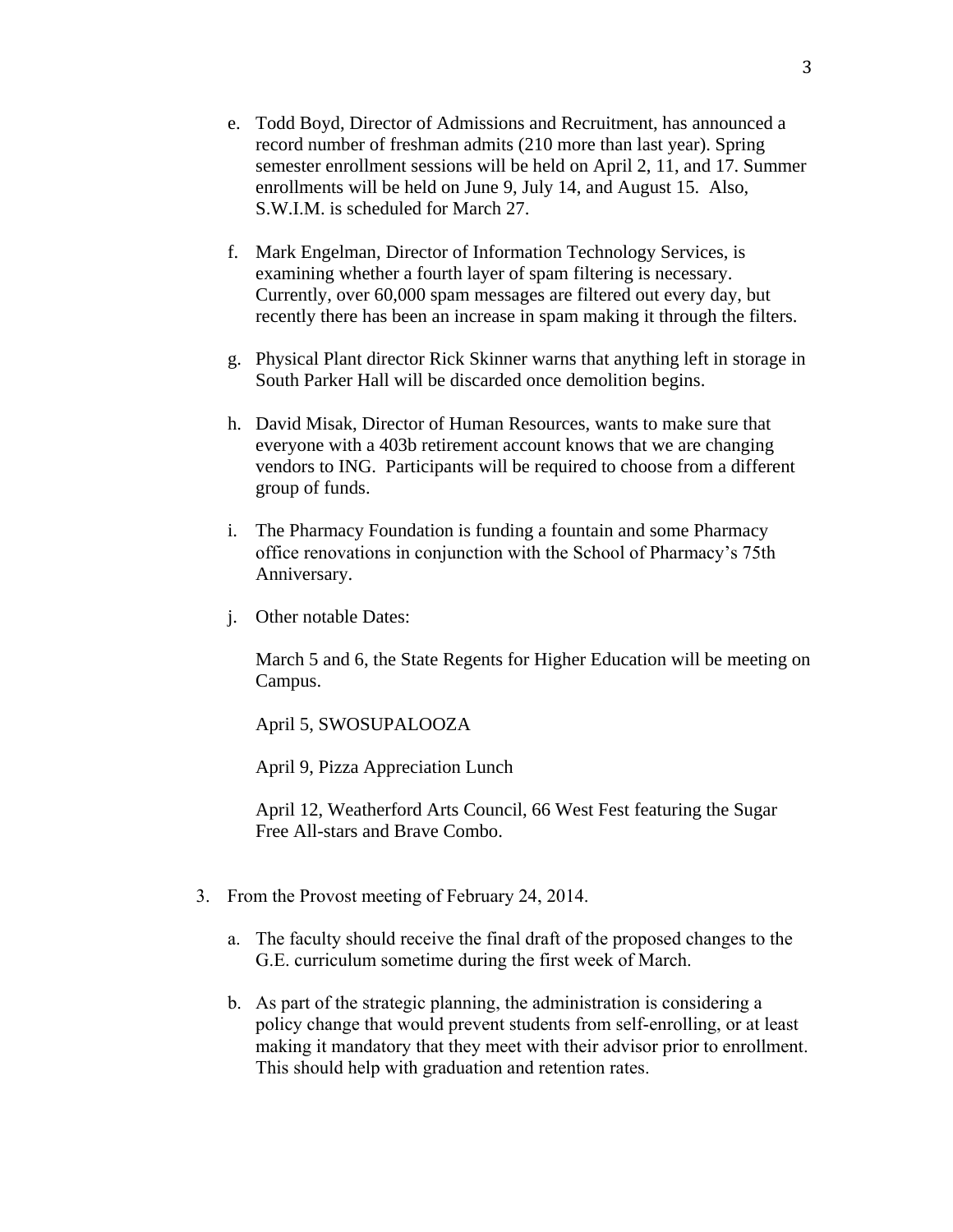e. Todd Boyd, Director of Admissions and Recruitment, has announced a record number of freshman admits (210 more than last year). Spring semester enrollment sessions will be held on April 2, 11, and 17. Summer enrollments will be held on June 9, July 14, and August 15. Also, S.W.I.M. is scheduled for March 27.

f. Mark Engelman, Director of Information Technology Services, is examining whether a fourth layer of spam filtering is necessary. Currently, over 60,000 spam messages are filtered out every day, but recently there has been an increase in spam making it through the filters.

g. Physical Plant director Rick Skinner warns that anything left in storage in South Parker Hall will be discarded once demolition begins.

h. David Misak, Director of Human Resources, wants to make sure that everyone with a 403b retirement account knows that we are changing vendors to ING. Participants will be required to choose from a different group of funds.

i. The Pharmacy Foundation is funding a fountain and some Pharmacy office renovations in conjunction with the School of Pharmacy's 75th Anniversary.

j. Other notable Dates:

   March 5 and 6, the State Regents for Higher Education will be meeting on Campus.

   April 5, SWOSUPALOOZA

   April 9, Pizza Appreciation Lunch

   April 12, Weatherford Arts Council, 66 West Fest featuring the Sugar Free All-stars and Brave Combo.

3. From the Provost meeting of February 24, 2014.

   a. The faculty should receive the final draft of the proposed changes to the G.E. curriculum sometime during the first week of March.

   b. As part of the strategic planning, the administration is considering a policy change that would prevent students from self-enrolling, or at least making it mandatory that they meet with their advisor prior to enrollment. This should help with graduation and retention rates.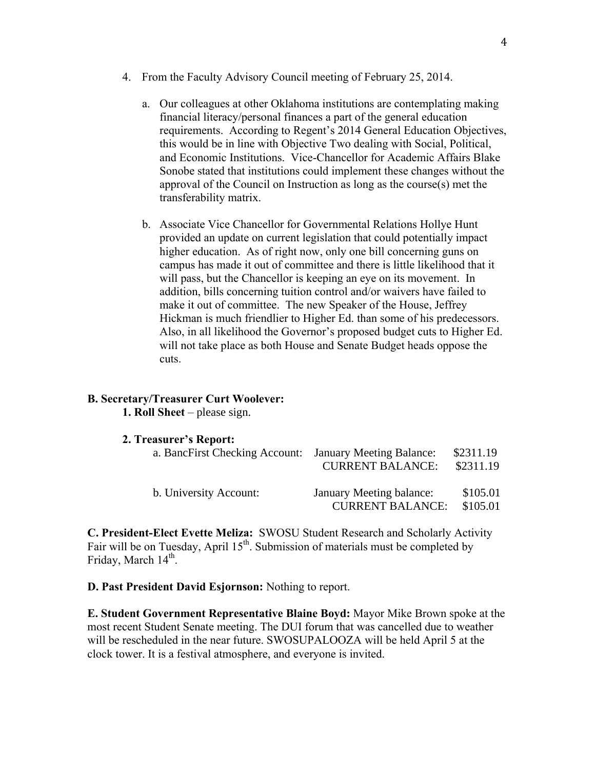4. From the Faculty Advisory Council meeting of February 25, 2014.

   a. Our colleagues at other Oklahoma institutions are contemplating making financial literacy/personal finances a part of the general education requirements. According to Regent's 2014 General Education Objectives, this would be in line with Objective Two dealing with Social, Political, and Economic Institutions. Vice-Chancellor for Academic Affairs Blake Sonobe stated that institutions could implement these changes without the approval of the Council on Instruction as long as the course(s) met the transferability matrix.

   b. Associate Vice Chancellor for Governmental Relations Hollye Hunt provided an update on current legislation that could potentially impact higher education. As of right now, only one bill concerning guns on campus has made it out of committee and there is little likelihood that it will pass, but the Chancellor is keeping an eye on its movement. In addition, bills concerning tuition control and/or waivers have failed to make it out of committee. The new Speaker of the House, Jeffrey Hickman is much friendlier to Higher Ed. than some of his predecessors. Also, in all likelihood the Governor's proposed budget cuts to Higher Ed. will not take place as both House and Senate Budget heads oppose the cuts.

**B. Secretary/Treasurer Curt Woolever:**

**1. Roll Sheet** – please sign.

**2. Treasurer's Report:**

| | | |
|---|---|---|
| a. BancFirst Checking Account: | January Meeting Balance: | \$2311.19 |
| | CURRENT BALANCE: | \$2311.19 |
| b. University Account: | January Meeting balance: | \$105.01 |
| | CURRENT BALANCE: | \$105.01 |

**C. President-Elect Evette Meliza:** SWOSU Student Research and Scholarly Activity Fair will be on Tuesday, April 15th. Submission of materials must be completed by Friday, March 14th.

**D. Past President David Esjornson:** Nothing to report.

**E. Student Government Representative Blaine Boyd:** Mayor Mike Brown spoke at the most recent Student Senate meeting. The DUI forum that was cancelled due to weather will be rescheduled in the near future. SWOSUPALOOZA will be held April 5 at the clock tower. It is a festival atmosphere, and everyone is invited.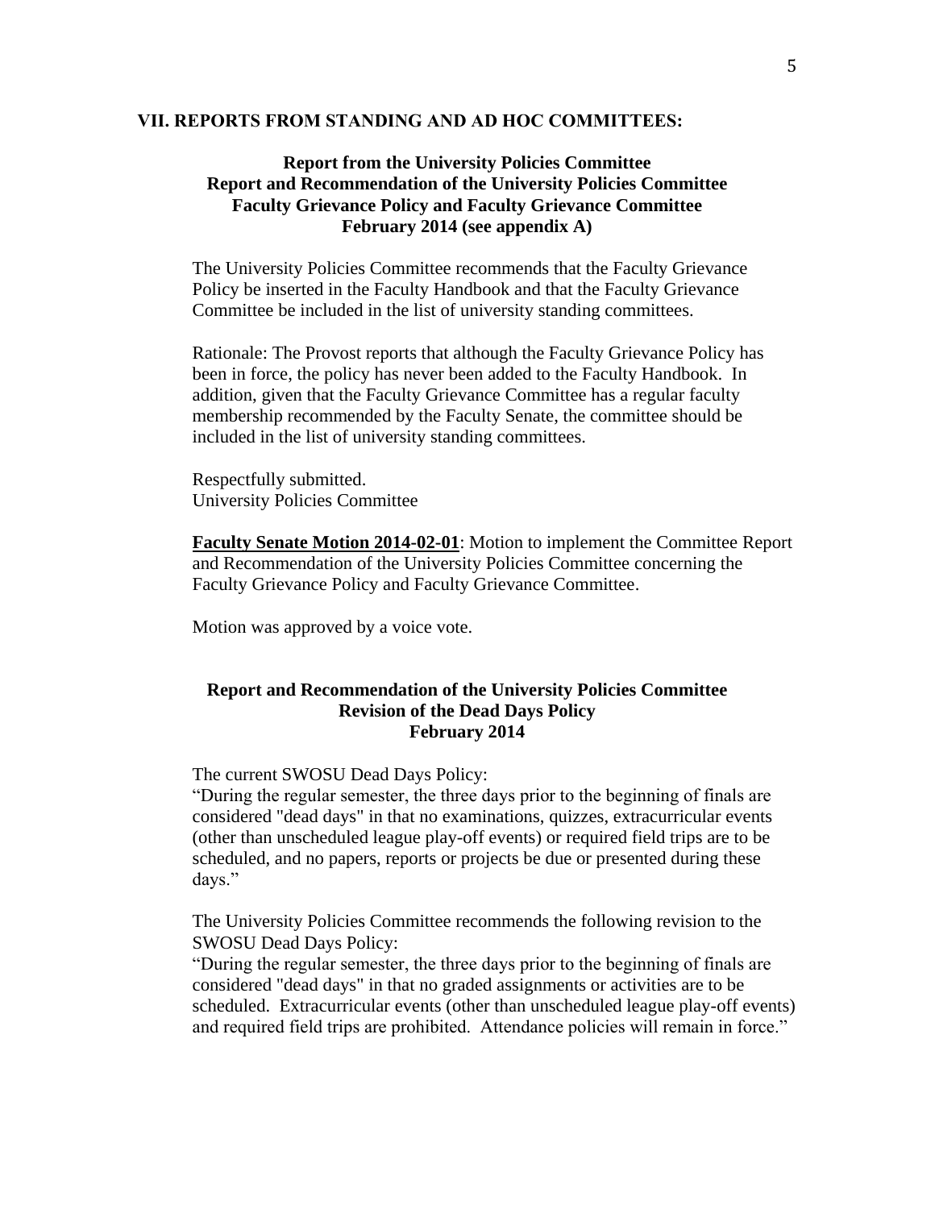## VII. REPORTS FROM STANDING AND AD HOC COMMITTEES:

### Report from the University Policies Committee
### Report and Recommendation of the University Policies Committee
### Faculty Grievance Policy and Faculty Grievance Committee
### February 2014 (see appendix A)

The University Policies Committee recommends that the Faculty Grievance Policy be inserted in the Faculty Handbook and that the Faculty Grievance Committee be included in the list of university standing committees.

Rationale: The Provost reports that although the Faculty Grievance Policy has been in force, the policy has never been added to the Faculty Handbook. In addition, given that the Faculty Grievance Committee has a regular faculty membership recommended by the Faculty Senate, the committee should be included in the list of university standing committees.

Respectfully submitted.
University Policies Committee

**Faculty Senate Motion 2014-02-01**: Motion to implement the Committee Report and Recommendation of the University Policies Committee concerning the Faculty Grievance Policy and Faculty Grievance Committee.

Motion was approved by a voice vote.

### Report and Recommendation of the University Policies Committee
### Revision of the Dead Days Policy
### February 2014

The current SWOSU Dead Days Policy:
"During the regular semester, the three days prior to the beginning of finals are considered "dead days" in that no examinations, quizzes, extracurricular events (other than unscheduled league play-off events) or required field trips are to be scheduled, and no papers, reports or projects be due or presented during these days."

The University Policies Committee recommends the following revision to the SWOSU Dead Days Policy:
"During the regular semester, the three days prior to the beginning of finals are considered "dead days" in that no graded assignments or activities are to be scheduled. Extracurricular events (other than unscheduled league play-off events) and required field trips are prohibited. Attendance policies will remain in force."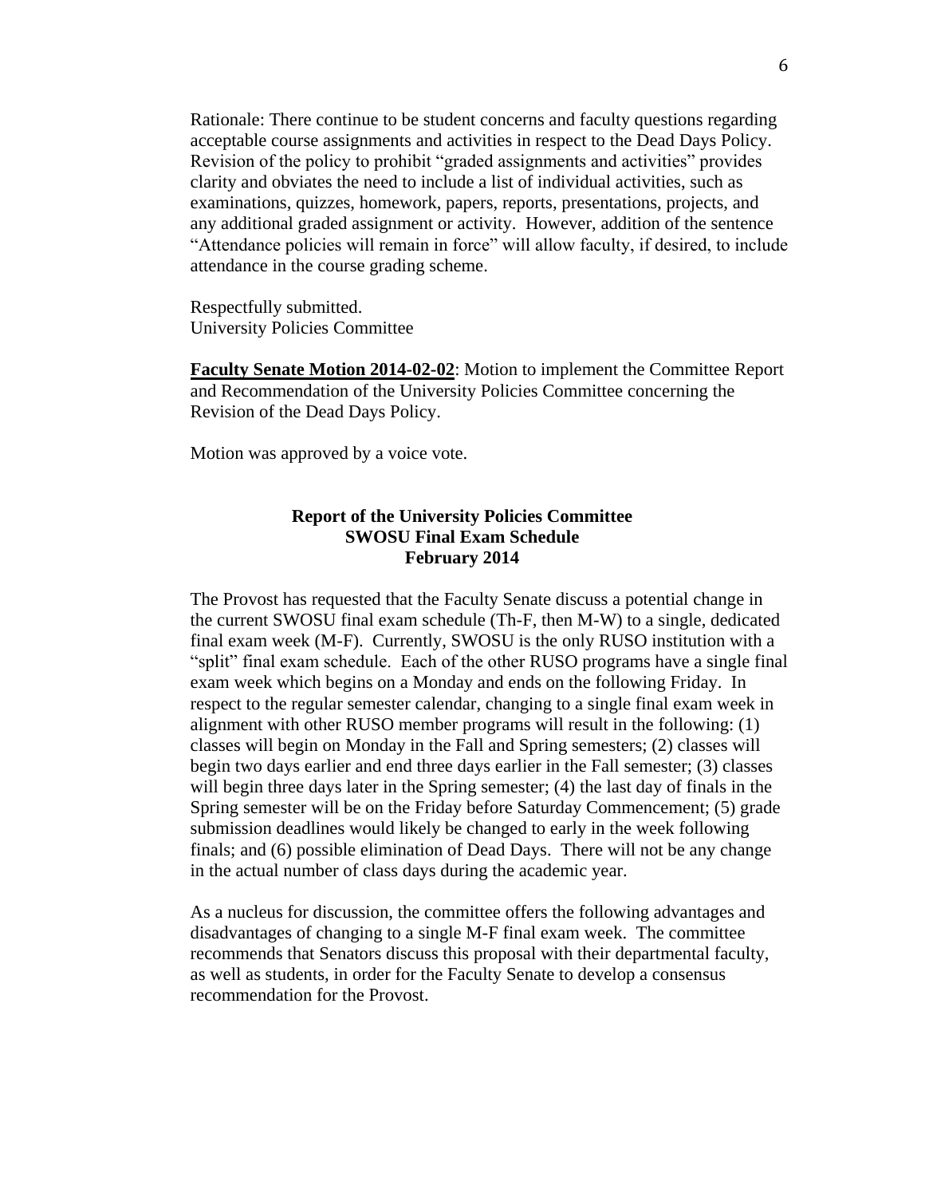Rationale: There continue to be student concerns and faculty questions regarding acceptable course assignments and activities in respect to the Dead Days Policy. Revision of the policy to prohibit "graded assignments and activities" provides clarity and obviates the need to include a list of individual activities, such as examinations, quizzes, homework, papers, reports, presentations, projects, and any additional graded assignment or activity. However, addition of the sentence "Attendance policies will remain in force" will allow faculty, if desired, to include attendance in the course grading scheme.

Respectfully submitted.
University Policies Committee

**Faculty Senate Motion 2014-02-02**: Motion to implement the Committee Report and Recommendation of the University Policies Committee concerning the Revision of the Dead Days Policy.

Motion was approved by a voice vote.

### Report of the University Policies Committee
### SWOSU Final Exam Schedule
### February 2014

The Provost has requested that the Faculty Senate discuss a potential change in the current SWOSU final exam schedule (Th-F, then M-W) to a single, dedicated final exam week (M-F). Currently, SWOSU is the only RUSO institution with a "split" final exam schedule. Each of the other RUSO programs have a single final exam week which begins on a Monday and ends on the following Friday. In respect to the regular semester calendar, changing to a single final exam week in alignment with other RUSO member programs will result in the following: (1) classes will begin on Monday in the Fall and Spring semesters; (2) classes will begin two days earlier and end three days earlier in the Fall semester; (3) classes will begin three days later in the Spring semester; (4) the last day of finals in the Spring semester will be on the Friday before Saturday Commencement; (5) grade submission deadlines would likely be changed to early in the week following finals; and (6) possible elimination of Dead Days. There will not be any change in the actual number of class days during the academic year.

As a nucleus for discussion, the committee offers the following advantages and disadvantages of changing to a single M-F final exam week. The committee recommends that Senators discuss this proposal with their departmental faculty, as well as students, in order for the Faculty Senate to develop a consensus recommendation for the Provost.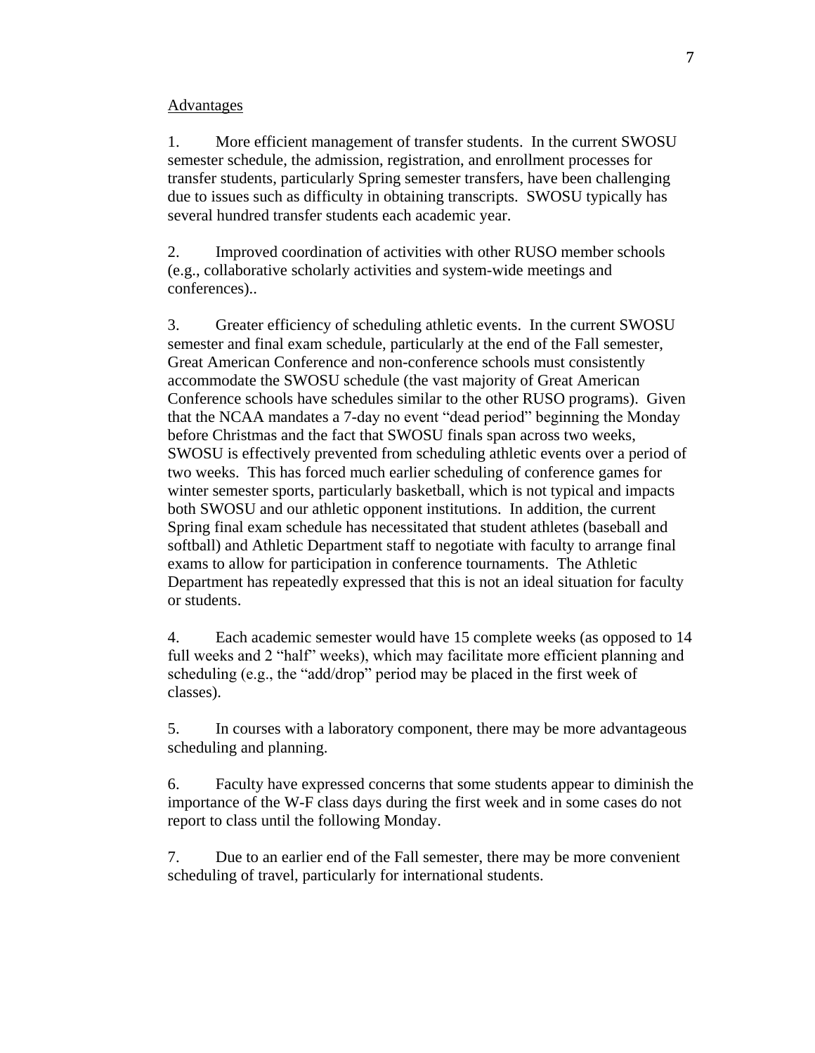Advantages

1. More efficient management of transfer students. In the current SWOSU semester schedule, the admission, registration, and enrollment processes for transfer students, particularly Spring semester transfers, have been challenging due to issues such as difficulty in obtaining transcripts. SWOSU typically has several hundred transfer students each academic year.

2. Improved coordination of activities with other RUSO member schools (e.g., collaborative scholarly activities and system-wide meetings and conferences)..

3. Greater efficiency of scheduling athletic events. In the current SWOSU semester and final exam schedule, particularly at the end of the Fall semester, Great American Conference and non-conference schools must consistently accommodate the SWOSU schedule (the vast majority of Great American Conference schools have schedules similar to the other RUSO programs). Given that the NCAA mandates a 7-day no event "dead period" beginning the Monday before Christmas and the fact that SWOSU finals span across two weeks, SWOSU is effectively prevented from scheduling athletic events over a period of two weeks. This has forced much earlier scheduling of conference games for winter semester sports, particularly basketball, which is not typical and impacts both SWOSU and our athletic opponent institutions. In addition, the current Spring final exam schedule has necessitated that student athletes (baseball and softball) and Athletic Department staff to negotiate with faculty to arrange final exams to allow for participation in conference tournaments. The Athletic Department has repeatedly expressed that this is not an ideal situation for faculty or students.

4. Each academic semester would have 15 complete weeks (as opposed to 14 full weeks and 2 "half" weeks), which may facilitate more efficient planning and scheduling (e.g., the "add/drop" period may be placed in the first week of classes).

5. In courses with a laboratory component, there may be more advantageous scheduling and planning.

6. Faculty have expressed concerns that some students appear to diminish the importance of the W-F class days during the first week and in some cases do not report to class until the following Monday.

7. Due to an earlier end of the Fall semester, there may be more convenient scheduling of travel, particularly for international students.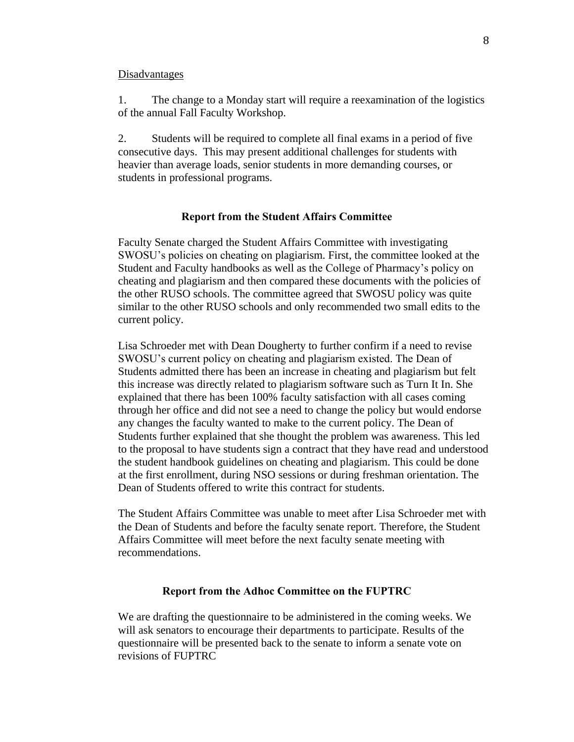Disadvantages

1. The change to a Monday start will require a reexamination of the logistics of the annual Fall Faculty Workshop.

2. Students will be required to complete all final exams in a period of five consecutive days. This may present additional challenges for students with heavier than average loads, senior students in more demanding courses, or students in professional programs.

## Report from the Student Affairs Committee

Faculty Senate charged the Student Affairs Committee with investigating SWOSU's policies on cheating on plagiarism. First, the committee looked at the Student and Faculty handbooks as well as the College of Pharmacy's policy on cheating and plagiarism and then compared these documents with the policies of the other RUSO schools. The committee agreed that SWOSU policy was quite similar to the other RUSO schools and only recommended two small edits to the current policy.

Lisa Schroeder met with Dean Dougherty to further confirm if a need to revise SWOSU's current policy on cheating and plagiarism existed. The Dean of Students admitted there has been an increase in cheating and plagiarism but felt this increase was directly related to plagiarism software such as Turn It In. She explained that there has been 100% faculty satisfaction with all cases coming through her office and did not see a need to change the policy but would endorse any changes the faculty wanted to make to the current policy. The Dean of Students further explained that she thought the problem was awareness. This led to the proposal to have students sign a contract that they have read and understood the student handbook guidelines on cheating and plagiarism. This could be done at the first enrollment, during NSO sessions or during freshman orientation. The Dean of Students offered to write this contract for students.

The Student Affairs Committee was unable to meet after Lisa Schroeder met with the Dean of Students and before the faculty senate report. Therefore, the Student Affairs Committee will meet before the next faculty senate meeting with recommendations.

## Report from the Adhoc Committee on the FUPTRC

We are drafting the questionnaire to be administered in the coming weeks. We will ask senators to encourage their departments to participate. Results of the questionnaire will be presented back to the senate to inform a senate vote on revisions of FUPTRC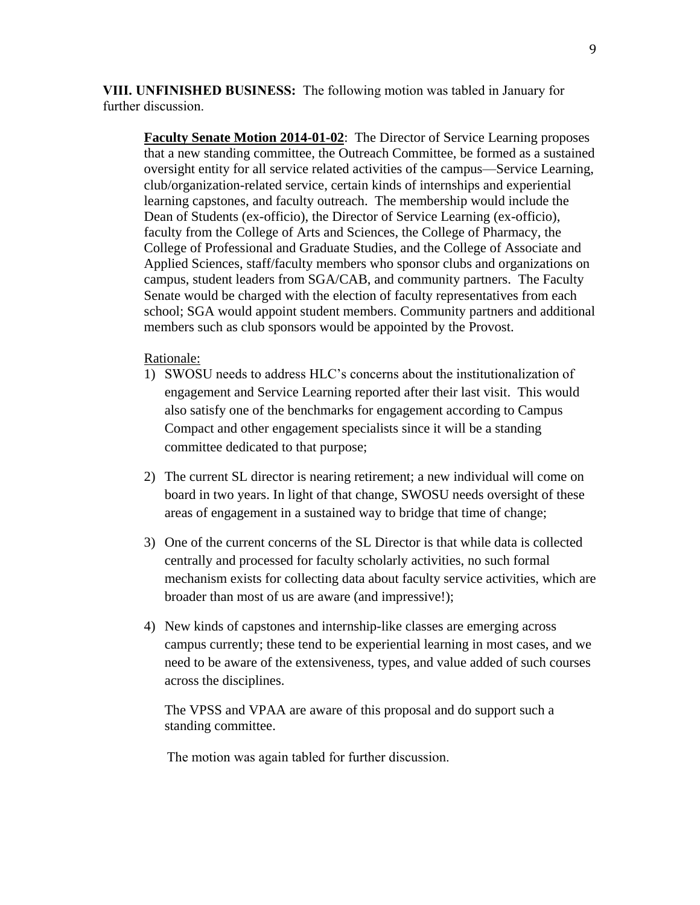**VIII. UNFINISHED BUSINESS:** The following motion was tabled in January for further discussion.

**Faculty Senate Motion 2014-01-02**: The Director of Service Learning proposes that a new standing committee, the Outreach Committee, be formed as a sustained oversight entity for all service related activities of the campus—Service Learning, club/organization-related service, certain kinds of internships and experiential learning capstones, and faculty outreach. The membership would include the Dean of Students (ex-officio), the Director of Service Learning (ex-officio), faculty from the College of Arts and Sciences, the College of Pharmacy, the College of Professional and Graduate Studies, and the College of Associate and Applied Sciences, staff/faculty members who sponsor clubs and organizations on campus, student leaders from SGA/CAB, and community partners. The Faculty Senate would be charged with the election of faculty representatives from each school; SGA would appoint student members. Community partners and additional members such as club sponsors would be appointed by the Provost.

Rationale:

1) SWOSU needs to address HLC's concerns about the institutionalization of engagement and Service Learning reported after their last visit. This would also satisfy one of the benchmarks for engagement according to Campus Compact and other engagement specialists since it will be a standing committee dedicated to that purpose;

2) The current SL director is nearing retirement; a new individual will come on board in two years. In light of that change, SWOSU needs oversight of these areas of engagement in a sustained way to bridge that time of change;

3) One of the current concerns of the SL Director is that while data is collected centrally and processed for faculty scholarly activities, no such formal mechanism exists for collecting data about faculty service activities, which are broader than most of us are aware (and impressive!);

4) New kinds of capstones and internship-like classes are emerging across campus currently; these tend to be experiential learning in most cases, and we need to be aware of the extensiveness, types, and value added of such courses across the disciplines.

The VPSS and VPAA are aware of this proposal and do support such a standing committee.

The motion was again tabled for further discussion.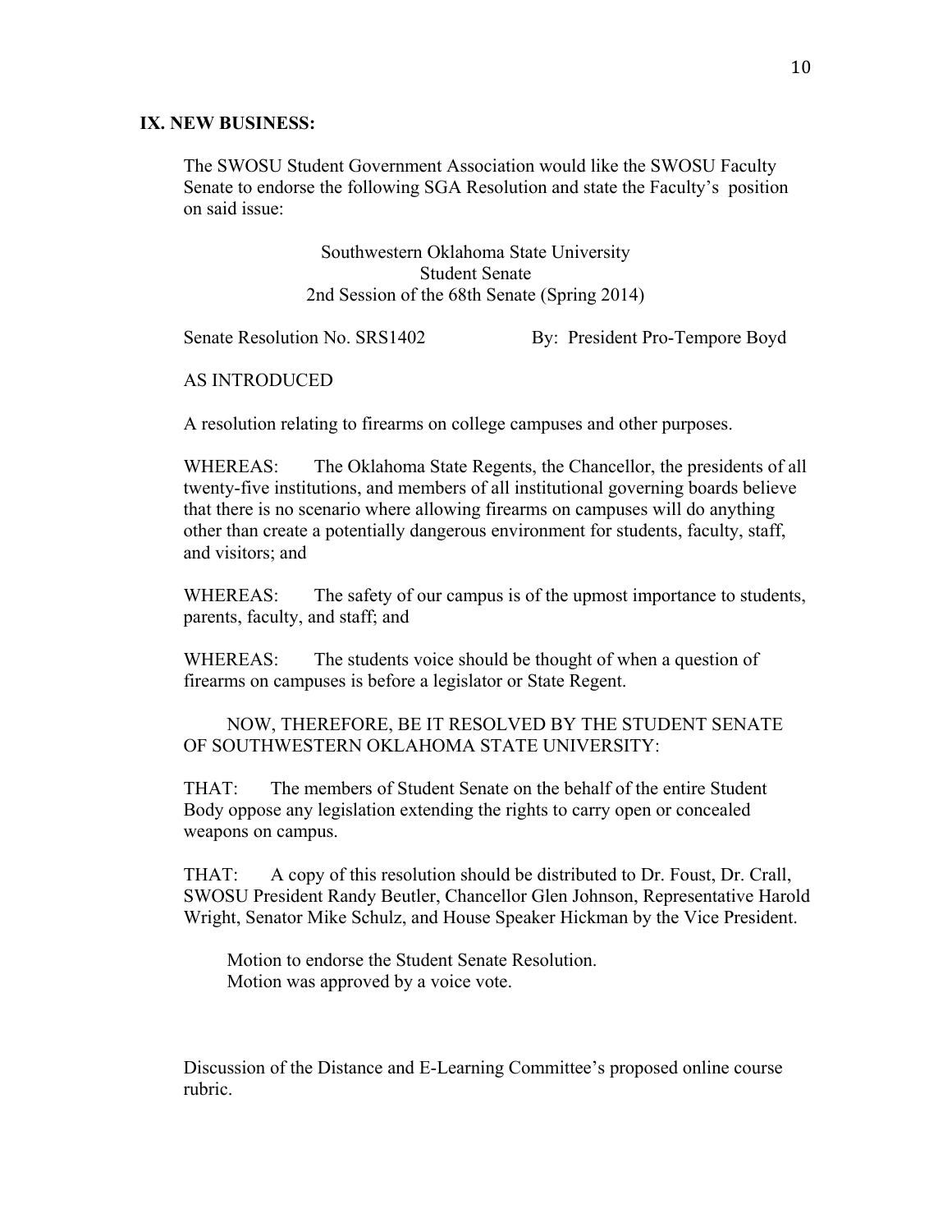## IX. NEW BUSINESS:

The SWOSU Student Government Association would like the SWOSU Faculty Senate to endorse the following SGA Resolution and state the Faculty's position on said issue:

Southwestern Oklahoma State University
Student Senate
2nd Session of the 68th Senate (Spring 2014)

Senate Resolution No. SRS1402 By: President Pro-Tempore Boyd

AS INTRODUCED

A resolution relating to firearms on college campuses and other purposes.

WHEREAS: The Oklahoma State Regents, the Chancellor, the presidents of all twenty-five institutions, and members of all institutional governing boards believe that there is no scenario where allowing firearms on campuses will do anything other than create a potentially dangerous environment for students, faculty, staff, and visitors; and

WHEREAS: The safety of our campus is of the upmost importance to students, parents, faculty, and staff; and

WHEREAS: The students voice should be thought of when a question of firearms on campuses is before a legislator or State Regent.

NOW, THEREFORE, BE IT RESOLVED BY THE STUDENT SENATE OF SOUTHWESTERN OKLAHOMA STATE UNIVERSITY:

THAT: The members of Student Senate on the behalf of the entire Student Body oppose any legislation extending the rights to carry open or concealed weapons on campus.

THAT: A copy of this resolution should be distributed to Dr. Foust, Dr. Crall, SWOSU President Randy Beutler, Chancellor Glen Johnson, Representative Harold Wright, Senator Mike Schulz, and House Speaker Hickman by the Vice President.

Motion to endorse the Student Senate Resolution.
Motion was approved by a voice vote.

Discussion of the Distance and E-Learning Committee's proposed online course rubric.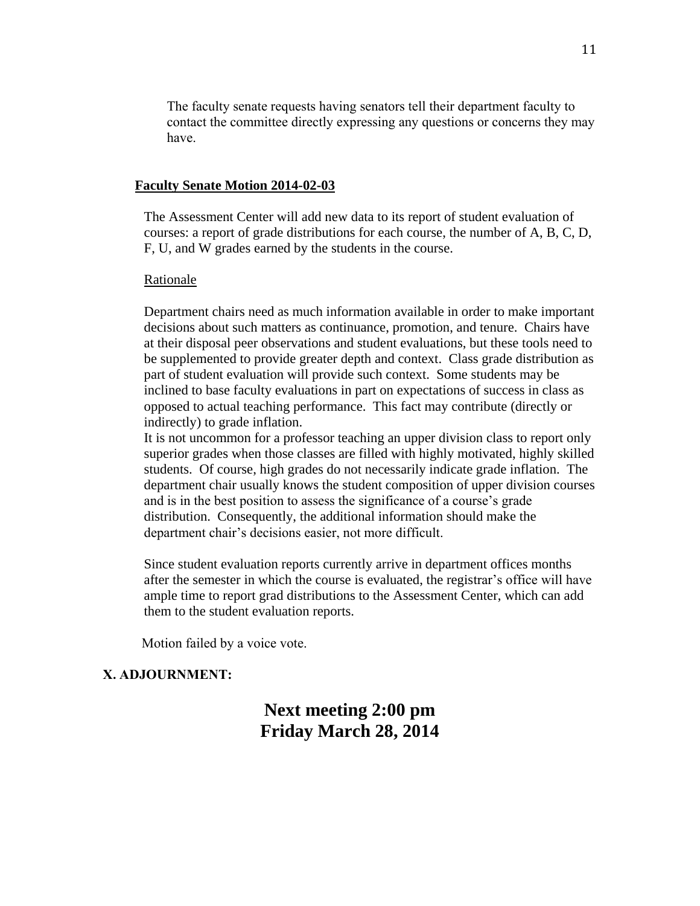The faculty senate requests having senators tell their department faculty to contact the committee directly expressing any questions or concerns they may have.

**Faculty Senate Motion 2014-02-03**

The Assessment Center will add new data to its report of student evaluation of courses: a report of grade distributions for each course, the number of A, B, C, D, F, U, and W grades earned by the students in the course.

Rationale

Department chairs need as much information available in order to make important decisions about such matters as continuance, promotion, and tenure. Chairs have at their disposal peer observations and student evaluations, but these tools need to be supplemented to provide greater depth and context. Class grade distribution as part of student evaluation will provide such context. Some students may be inclined to base faculty evaluations in part on expectations of success in class as opposed to actual teaching performance. This fact may contribute (directly or indirectly) to grade inflation.
It is not uncommon for a professor teaching an upper division class to report only superior grades when those classes are filled with highly motivated, highly skilled students. Of course, high grades do not necessarily indicate grade inflation. The department chair usually knows the student composition of upper division courses and is in the best position to assess the significance of a course's grade distribution. Consequently, the additional information should make the department chair's decisions easier, not more difficult.

Since student evaluation reports currently arrive in department offices months after the semester in which the course is evaluated, the registrar's office will have ample time to report grad distributions to the Assessment Center, which can add them to the student evaluation reports.

Motion failed by a voice vote.

**X. ADJOURNMENT:**

**Next meeting 2:00 pm**
**Friday March 28, 2014**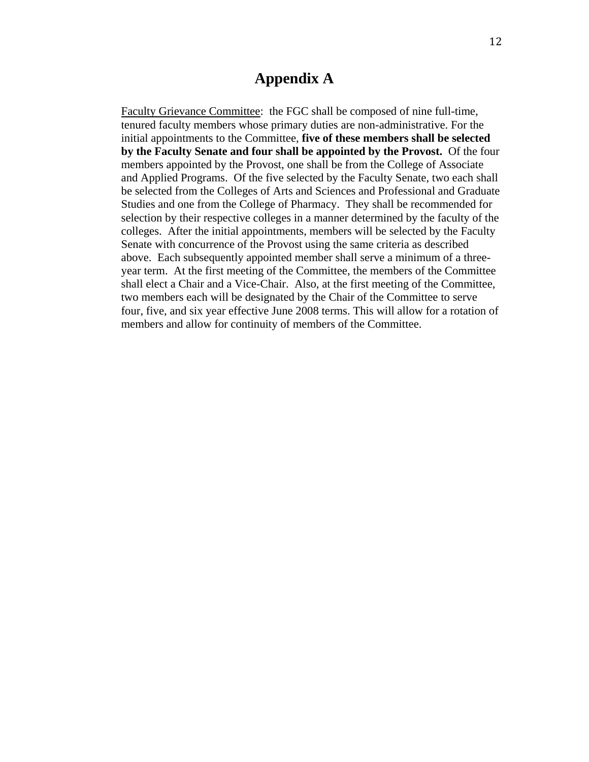# Appendix A

Faculty Grievance Committee: the FGC shall be composed of nine full-time, tenured faculty members whose primary duties are non-administrative. For the initial appointments to the Committee, **five of these members shall be selected by the Faculty Senate and four shall be appointed by the Provost.** Of the four members appointed by the Provost, one shall be from the College of Associate and Applied Programs. Of the five selected by the Faculty Senate, two each shall be selected from the Colleges of Arts and Sciences and Professional and Graduate Studies and one from the College of Pharmacy. They shall be recommended for selection by their respective colleges in a manner determined by the faculty of the colleges. After the initial appointments, members will be selected by the Faculty Senate with concurrence of the Provost using the same criteria as described above. Each subsequently appointed member shall serve a minimum of a three-year term. At the first meeting of the Committee, the members of the Committee shall elect a Chair and a Vice-Chair. Also, at the first meeting of the Committee, two members each will be designated by the Chair of the Committee to serve four, five, and six year effective June 2008 terms. This will allow for a rotation of members and allow for continuity of members of the Committee.